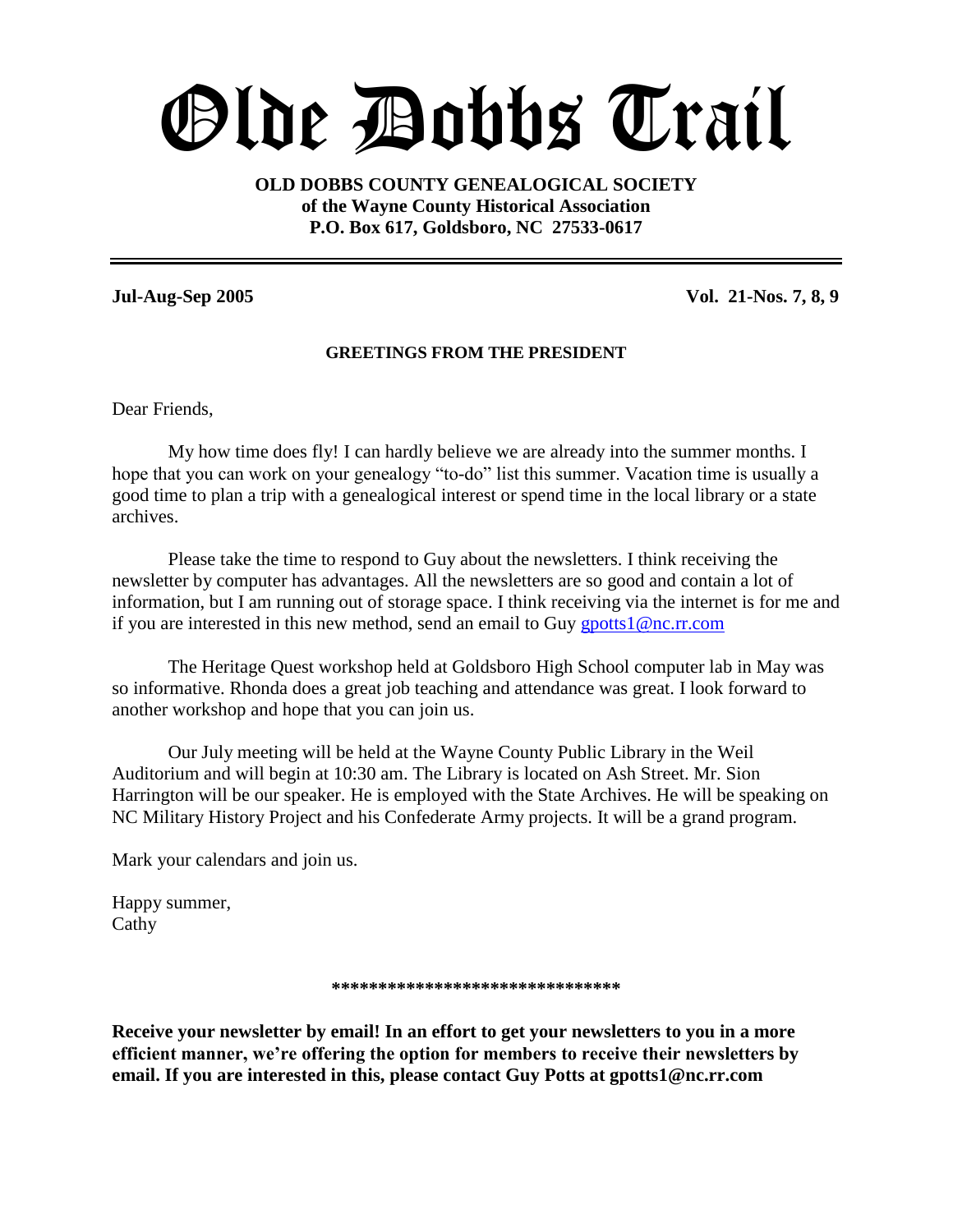# Olde Dobbs Trail

**OLD DOBBS COUNTY GENEALOGICAL SOCIETY**
**of the Wayne County Historical Association**
**P.O. Box 617, Goldsboro, NC 27533-0617**

---

**Jul-Aug-Sep 2005** **Vol. 21-Nos. 7, 8, 9**

### GREETINGS FROM THE PRESIDENT

Dear Friends,

My how time does fly! I can hardly believe we are already into the summer months. I hope that you can work on your genealogy "to-do" list this summer. Vacation time is usually a good time to plan a trip with a genealogical interest or spend time in the local library or a state archives.

Please take the time to respond to Guy about the newsletters. I think receiving the newsletter by computer has advantages. All the newsletters are so good and contain a lot of information, but I am running out of storage space. I think receiving via the internet is for me and if you are interested in this new method, send an email to Guy gpotts1@nc.rr.com

The Heritage Quest workshop held at Goldsboro High School computer lab in May was so informative. Rhonda does a great job teaching and attendance was great. I look forward to another workshop and hope that you can join us.

Our July meeting will be held at the Wayne County Public Library in the Weil Auditorium and will begin at 10:30 am. The Library is located on Ash Street. Mr. Sion Harrington will be our speaker. He is employed with the State Archives. He will be speaking on NC Military History Project and his Confederate Army projects. It will be a grand program.

Mark your calendars and join us.

Happy summer,
Cathy

*******************************

**Receive your newsletter by email! In an effort to get your newsletters to you in a more efficient manner, we're offering the option for members to receive their newsletters by email. If you are interested in this, please contact Guy Potts at gpotts1@nc.rr.com**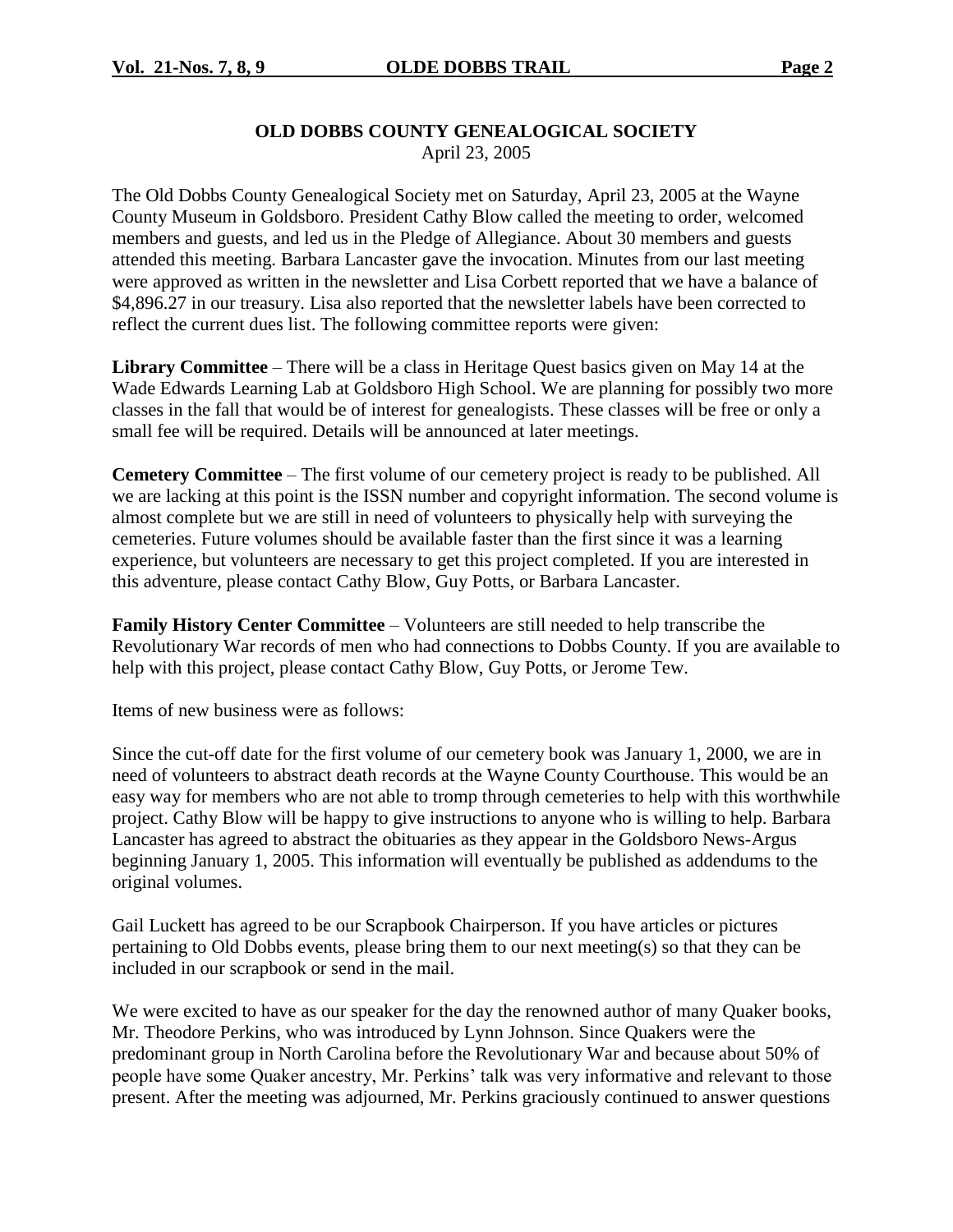## OLD DOBBS COUNTY GENEALOGICAL SOCIETY

April 23, 2005

The Old Dobbs County Genealogical Society met on Saturday, April 23, 2005 at the Wayne County Museum in Goldsboro. President Cathy Blow called the meeting to order, welcomed members and guests, and led us in the Pledge of Allegiance. About 30 members and guests attended this meeting. Barbara Lancaster gave the invocation. Minutes from our last meeting were approved as written in the newsletter and Lisa Corbett reported that we have a balance of $4,896.27 in our treasury. Lisa also reported that the newsletter labels have been corrected to reflect the current dues list. The following committee reports were given:

**Library Committee** – There will be a class in Heritage Quest basics given on May 14 at the Wade Edwards Learning Lab at Goldsboro High School. We are planning for possibly two more classes in the fall that would be of interest for genealogists. These classes will be free or only a small fee will be required. Details will be announced at later meetings.

**Cemetery Committee** – The first volume of our cemetery project is ready to be published. All we are lacking at this point is the ISSN number and copyright information. The second volume is almost complete but we are still in need of volunteers to physically help with surveying the cemeteries. Future volumes should be available faster than the first since it was a learning experience, but volunteers are necessary to get this project completed. If you are interested in this adventure, please contact Cathy Blow, Guy Potts, or Barbara Lancaster.

**Family History Center Committee** – Volunteers are still needed to help transcribe the Revolutionary War records of men who had connections to Dobbs County. If you are available to help with this project, please contact Cathy Blow, Guy Potts, or Jerome Tew.

Items of new business were as follows:

Since the cut-off date for the first volume of our cemetery book was January 1, 2000, we are in need of volunteers to abstract death records at the Wayne County Courthouse. This would be an easy way for members who are not able to tromp through cemeteries to help with this worthwhile project. Cathy Blow will be happy to give instructions to anyone who is willing to help. Barbara Lancaster has agreed to abstract the obituaries as they appear in the Goldsboro News-Argus beginning January 1, 2005. This information will eventually be published as addendums to the original volumes.

Gail Luckett has agreed to be our Scrapbook Chairperson. If you have articles or pictures pertaining to Old Dobbs events, please bring them to our next meeting(s) so that they can be included in our scrapbook or send in the mail.

We were excited to have as our speaker for the day the renowned author of many Quaker books, Mr. Theodore Perkins, who was introduced by Lynn Johnson. Since Quakers were the predominant group in North Carolina before the Revolutionary War and because about 50% of people have some Quaker ancestry, Mr. Perkins' talk was very informative and relevant to those present. After the meeting was adjourned, Mr. Perkins graciously continued to answer questions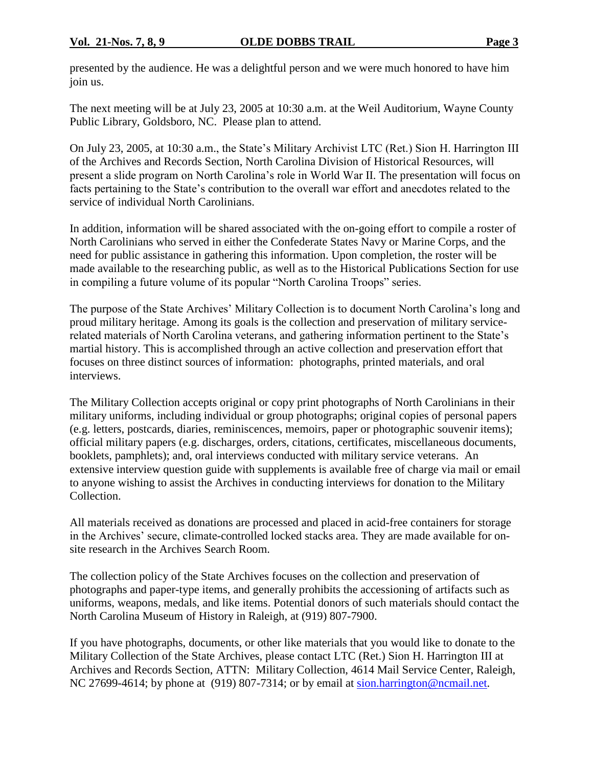presented by the audience. He was a delightful person and we were much honored to have him join us.

The next meeting will be at July 23, 2005 at 10:30 a.m. at the Weil Auditorium, Wayne County Public Library, Goldsboro, NC. Please plan to attend.

On July 23, 2005, at 10:30 a.m., the State's Military Archivist LTC (Ret.) Sion H. Harrington III of the Archives and Records Section, North Carolina Division of Historical Resources, will present a slide program on North Carolina's role in World War II. The presentation will focus on facts pertaining to the State's contribution to the overall war effort and anecdotes related to the service of individual North Carolinians.

In addition, information will be shared associated with the on-going effort to compile a roster of North Carolinians who served in either the Confederate States Navy or Marine Corps, and the need for public assistance in gathering this information. Upon completion, the roster will be made available to the researching public, as well as to the Historical Publications Section for use in compiling a future volume of its popular "North Carolina Troops" series.

The purpose of the State Archives' Military Collection is to document North Carolina's long and proud military heritage. Among its goals is the collection and preservation of military service-related materials of North Carolina veterans, and gathering information pertinent to the State's martial history. This is accomplished through an active collection and preservation effort that focuses on three distinct sources of information: photographs, printed materials, and oral interviews.

The Military Collection accepts original or copy print photographs of North Carolinians in their military uniforms, including individual or group photographs; original copies of personal papers (e.g. letters, postcards, diaries, reminiscences, memoirs, paper or photographic souvenir items); official military papers (e.g. discharges, orders, citations, certificates, miscellaneous documents, booklets, pamphlets); and, oral interviews conducted with military service veterans. An extensive interview question guide with supplements is available free of charge via mail or email to anyone wishing to assist the Archives in conducting interviews for donation to the Military Collection.

All materials received as donations are processed and placed in acid-free containers for storage in the Archives' secure, climate-controlled locked stacks area. They are made available for on-site research in the Archives Search Room.

The collection policy of the State Archives focuses on the collection and preservation of photographs and paper-type items, and generally prohibits the accessioning of artifacts such as uniforms, weapons, medals, and like items. Potential donors of such materials should contact the North Carolina Museum of History in Raleigh, at (919) 807-7900.

If you have photographs, documents, or other like materials that you would like to donate to the Military Collection of the State Archives, please contact LTC (Ret.) Sion H. Harrington III at Archives and Records Section, ATTN: Military Collection, 4614 Mail Service Center, Raleigh, NC 27699-4614; by phone at (919) 807-7314; or by email at sion.harrington@ncmail.net.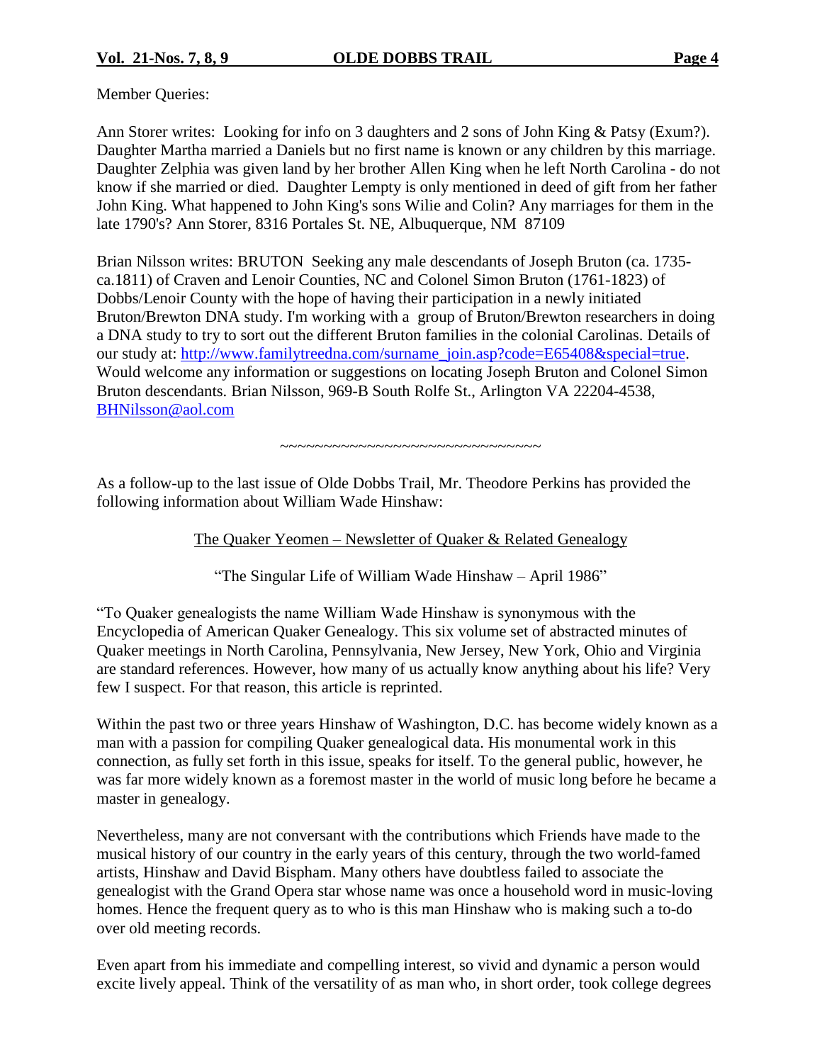Member Queries:

Ann Storer writes: Looking for info on 3 daughters and 2 sons of John King & Patsy (Exum?). Daughter Martha married a Daniels but no first name is known or any children by this marriage. Daughter Zelphia was given land by her brother Allen King when he left North Carolina - do not know if she married or died. Daughter Lempty is only mentioned in deed of gift from her father John King. What happened to John King's sons Wilie and Colin? Any marriages for them in the late 1790's? Ann Storer, 8316 Portales St. NE, Albuquerque, NM 87109

Brian Nilsson writes: BRUTON Seeking any male descendants of Joseph Bruton (ca. 1735-ca.1811) of Craven and Lenoir Counties, NC and Colonel Simon Bruton (1761-1823) of Dobbs/Lenoir County with the hope of having their participation in a newly initiated Bruton/Brewton DNA study. I'm working with a group of Bruton/Brewton researchers in doing a DNA study to try to sort out the different Bruton families in the colonial Carolinas. Details of our study at: http://www.familytreedna.com/surname_join.asp?code=E65408&special=true. Would welcome any information or suggestions on locating Joseph Bruton and Colonel Simon Bruton descendants. Brian Nilsson, 969-B South Rolfe St., Arlington VA 22204-4538, BHNilsson@aol.com

~~~~~~~~~~~~~~~~~~~~~~~~~~~~~~~~~

As a follow-up to the last issue of Olde Dobbs Trail, Mr. Theodore Perkins has provided the following information about William Wade Hinshaw:

The Quaker Yeomen – Newsletter of Quaker & Related Genealogy

"The Singular Life of William Wade Hinshaw – April 1986"

"To Quaker genealogists the name William Wade Hinshaw is synonymous with the Encyclopedia of American Quaker Genealogy. This six volume set of abstracted minutes of Quaker meetings in North Carolina, Pennsylvania, New Jersey, New York, Ohio and Virginia are standard references. However, how many of us actually know anything about his life? Very few I suspect. For that reason, this article is reprinted.

Within the past two or three years Hinshaw of Washington, D.C. has become widely known as a man with a passion for compiling Quaker genealogical data. His monumental work in this connection, as fully set forth in this issue, speaks for itself. To the general public, however, he was far more widely known as a foremost master in the world of music long before he became a master in genealogy.

Nevertheless, many are not conversant with the contributions which Friends have made to the musical history of our country in the early years of this century, through the two world-famed artists, Hinshaw and David Bispham. Many others have doubtless failed to associate the genealogist with the Grand Opera star whose name was once a household word in music-loving homes. Hence the frequent query as to who is this man Hinshaw who is making such a to-do over old meeting records.

Even apart from his immediate and compelling interest, so vivid and dynamic a person would excite lively appeal. Think of the versatility of as man who, in short order, took college degrees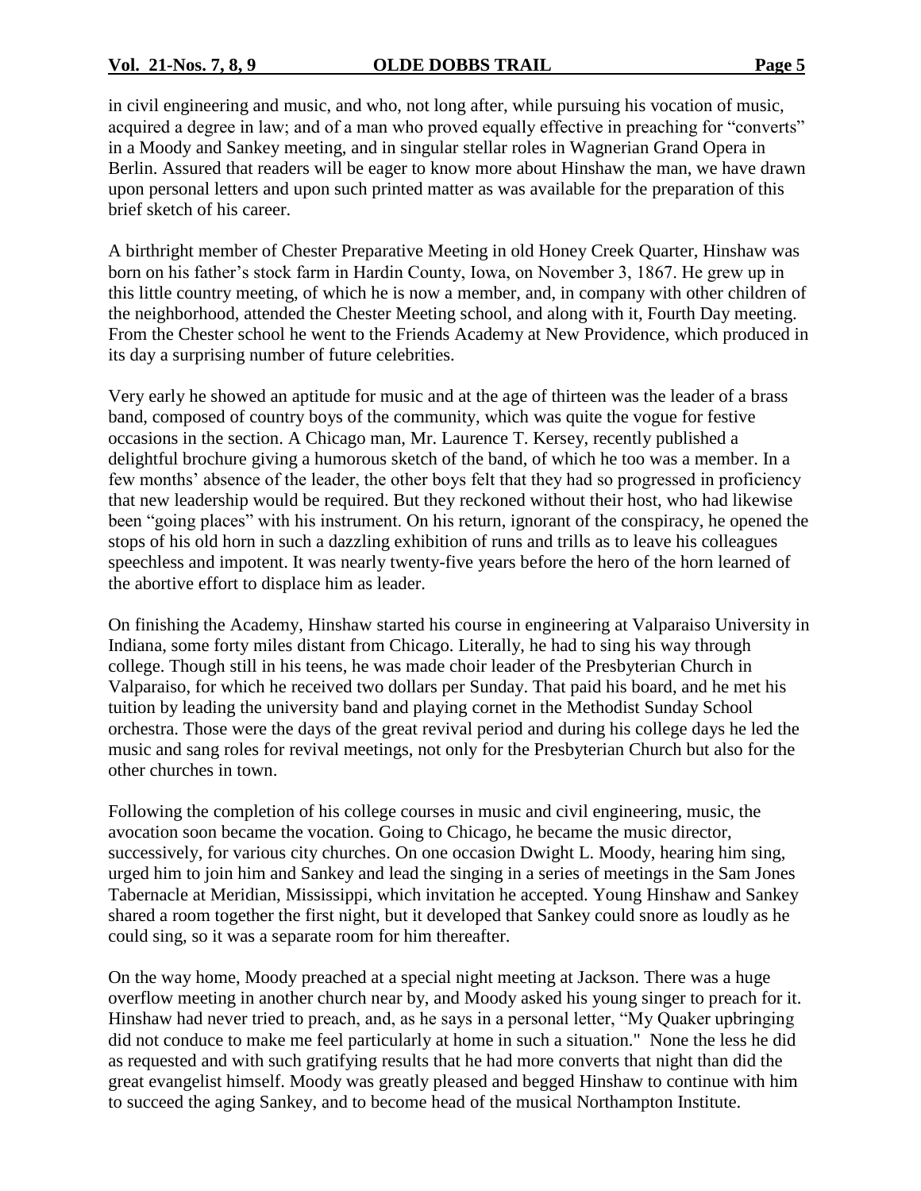in civil engineering and music, and who, not long after, while pursuing his vocation of music, acquired a degree in law; and of a man who proved equally effective in preaching for "converts" in a Moody and Sankey meeting, and in singular stellar roles in Wagnerian Grand Opera in Berlin. Assured that readers will be eager to know more about Hinshaw the man, we have drawn upon personal letters and upon such printed matter as was available for the preparation of this brief sketch of his career.

A birthright member of Chester Preparative Meeting in old Honey Creek Quarter, Hinshaw was born on his father's stock farm in Hardin County, Iowa, on November 3, 1867. He grew up in this little country meeting, of which he is now a member, and, in company with other children of the neighborhood, attended the Chester Meeting school, and along with it, Fourth Day meeting. From the Chester school he went to the Friends Academy at New Providence, which produced in its day a surprising number of future celebrities.

Very early he showed an aptitude for music and at the age of thirteen was the leader of a brass band, composed of country boys of the community, which was quite the vogue for festive occasions in the section. A Chicago man, Mr. Laurence T. Kersey, recently published a delightful brochure giving a humorous sketch of the band, of which he too was a member. In a few months' absence of the leader, the other boys felt that they had so progressed in proficiency that new leadership would be required. But they reckoned without their host, who had likewise been "going places" with his instrument. On his return, ignorant of the conspiracy, he opened the stops of his old horn in such a dazzling exhibition of runs and trills as to leave his colleagues speechless and impotent. It was nearly twenty-five years before the hero of the horn learned of the abortive effort to displace him as leader.

On finishing the Academy, Hinshaw started his course in engineering at Valparaiso University in Indiana, some forty miles distant from Chicago. Literally, he had to sing his way through college. Though still in his teens, he was made choir leader of the Presbyterian Church in Valparaiso, for which he received two dollars per Sunday. That paid his board, and he met his tuition by leading the university band and playing cornet in the Methodist Sunday School orchestra. Those were the days of the great revival period and during his college days he led the music and sang roles for revival meetings, not only for the Presbyterian Church but also for the other churches in town.

Following the completion of his college courses in music and civil engineering, music, the avocation soon became the vocation. Going to Chicago, he became the music director, successively, for various city churches. On one occasion Dwight L. Moody, hearing him sing, urged him to join him and Sankey and lead the singing in a series of meetings in the Sam Jones Tabernacle at Meridian, Mississippi, which invitation he accepted. Young Hinshaw and Sankey shared a room together the first night, but it developed that Sankey could snore as loudly as he could sing, so it was a separate room for him thereafter.

On the way home, Moody preached at a special night meeting at Jackson. There was a huge overflow meeting in another church near by, and Moody asked his young singer to preach for it. Hinshaw had never tried to preach, and, as he says in a personal letter, "My Quaker upbringing did not conduce to make me feel particularly at home in such a situation." None the less he did as requested and with such gratifying results that he had more converts that night than did the great evangelist himself. Moody was greatly pleased and begged Hinshaw to continue with him to succeed the aging Sankey, and to become head of the musical Northampton Institute.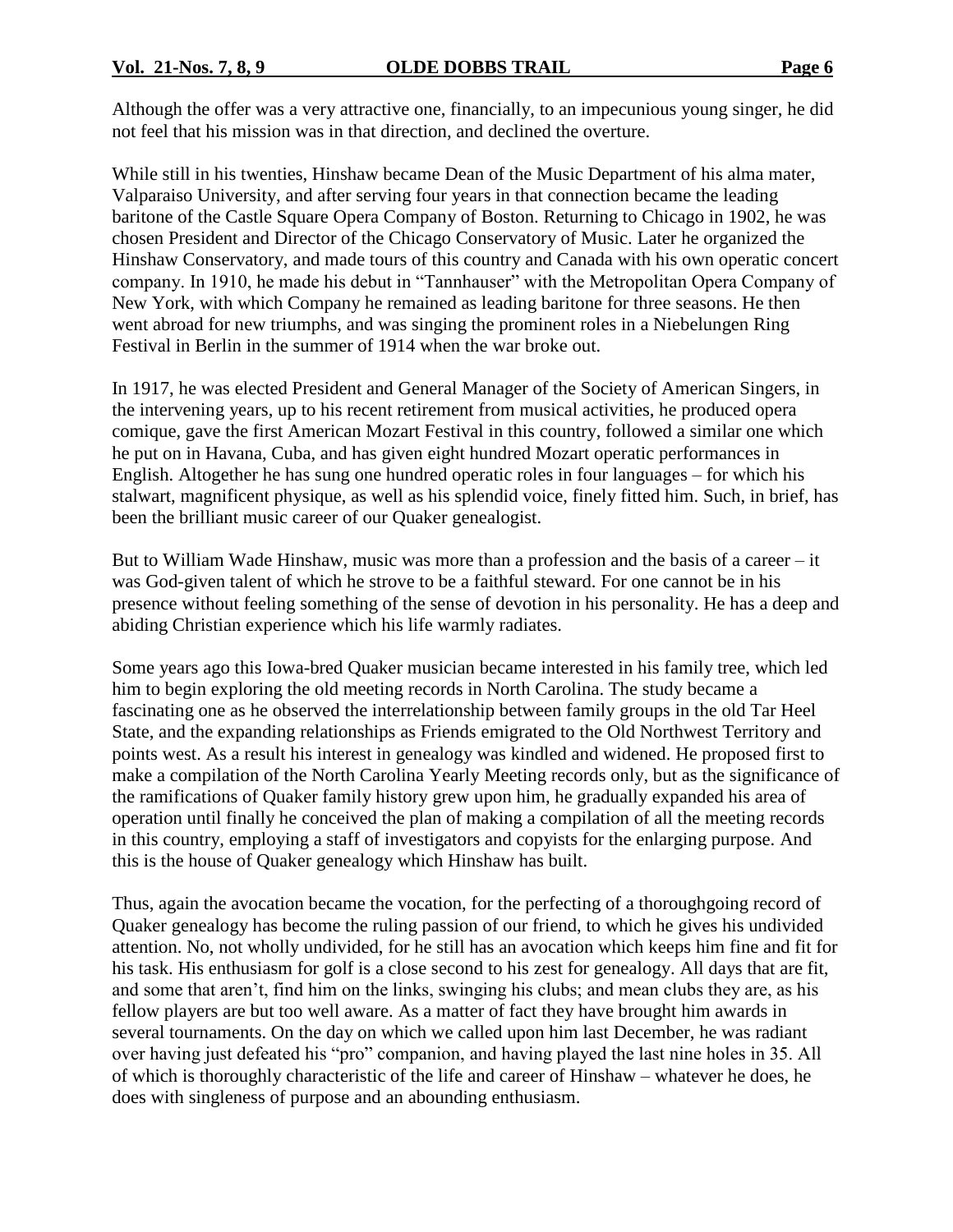Although the offer was a very attractive one, financially, to an impecunious young singer, he did not feel that his mission was in that direction, and declined the overture.

While still in his twenties, Hinshaw became Dean of the Music Department of his alma mater, Valparaiso University, and after serving four years in that connection became the leading baritone of the Castle Square Opera Company of Boston. Returning to Chicago in 1902, he was chosen President and Director of the Chicago Conservatory of Music. Later he organized the Hinshaw Conservatory, and made tours of this country and Canada with his own operatic concert company. In 1910, he made his debut in "Tannhauser" with the Metropolitan Opera Company of New York, with which Company he remained as leading baritone for three seasons. He then went abroad for new triumphs, and was singing the prominent roles in a Niebelungen Ring Festival in Berlin in the summer of 1914 when the war broke out.

In 1917, he was elected President and General Manager of the Society of American Singers, in the intervening years, up to his recent retirement from musical activities, he produced opera comique, gave the first American Mozart Festival in this country, followed a similar one which he put on in Havana, Cuba, and has given eight hundred Mozart operatic performances in English. Altogether he has sung one hundred operatic roles in four languages – for which his stalwart, magnificent physique, as well as his splendid voice, finely fitted him. Such, in brief, has been the brilliant music career of our Quaker genealogist.

But to William Wade Hinshaw, music was more than a profession and the basis of a career – it was God-given talent of which he strove to be a faithful steward. For one cannot be in his presence without feeling something of the sense of devotion in his personality. He has a deep and abiding Christian experience which his life warmly radiates.

Some years ago this Iowa-bred Quaker musician became interested in his family tree, which led him to begin exploring the old meeting records in North Carolina. The study became a fascinating one as he observed the interrelationship between family groups in the old Tar Heel State, and the expanding relationships as Friends emigrated to the Old Northwest Territory and points west. As a result his interest in genealogy was kindled and widened. He proposed first to make a compilation of the North Carolina Yearly Meeting records only, but as the significance of the ramifications of Quaker family history grew upon him, he gradually expanded his area of operation until finally he conceived the plan of making a compilation of all the meeting records in this country, employing a staff of investigators and copyists for the enlarging purpose. And this is the house of Quaker genealogy which Hinshaw has built.

Thus, again the avocation became the vocation, for the perfecting of a thoroughgoing record of Quaker genealogy has become the ruling passion of our friend, to which he gives his undivided attention. No, not wholly undivided, for he still has an avocation which keeps him fine and fit for his task. His enthusiasm for golf is a close second to his zest for genealogy. All days that are fit, and some that aren't, find him on the links, swinging his clubs; and mean clubs they are, as his fellow players are but too well aware. As a matter of fact they have brought him awards in several tournaments. On the day on which we called upon him last December, he was radiant over having just defeated his "pro" companion, and having played the last nine holes in 35. All of which is thoroughly characteristic of the life and career of Hinshaw – whatever he does, he does with singleness of purpose and an abounding enthusiasm.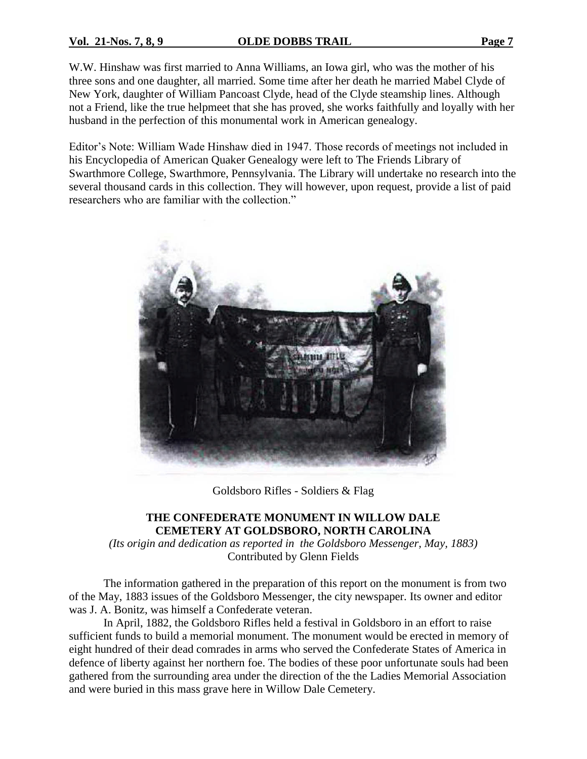W.W. Hinshaw was first married to Anna Williams, an Iowa girl, who was the mother of his three sons and one daughter, all married. Some time after her death he married Mabel Clyde of New York, daughter of William Pancoast Clyde, head of the Clyde steamship lines. Although not a Friend, like the true helpmeet that she has proved, she works faithfully and loyally with her husband in the perfection of this monumental work in American genealogy.

Editor's Note: William Wade Hinshaw died in 1947. Those records of meetings not included in his Encyclopedia of American Quaker Genealogy were left to The Friends Library of Swarthmore College, Swarthmore, Pennsylvania. The Library will undertake no research into the several thousand cards in this collection. They will however, upon request, provide a list of paid researchers who are familiar with the collection."

Goldsboro Rifles - Soldiers & Flag

## THE CONFEDERATE MONUMENT IN WILLOW DALE CEMETERY AT GOLDSBORO, NORTH CAROLINA

*(Its origin and dedication as reported in the Goldsboro Messenger, May, 1883)*

Contributed by Glenn Fields

The information gathered in the preparation of this report on the monument is from two of the May, 1883 issues of the Goldsboro Messenger, the city newspaper. Its owner and editor was J. A. Bonitz, was himself a Confederate veteran.

In April, 1882, the Goldsboro Rifles held a festival in Goldsboro in an effort to raise sufficient funds to build a memorial monument. The monument would be erected in memory of eight hundred of their dead comrades in arms who served the Confederate States of America in defence of liberty against her northern foe. The bodies of these poor unfortunate souls had been gathered from the surrounding area under the direction of the the Ladies Memorial Association and were buried in this mass grave here in Willow Dale Cemetery.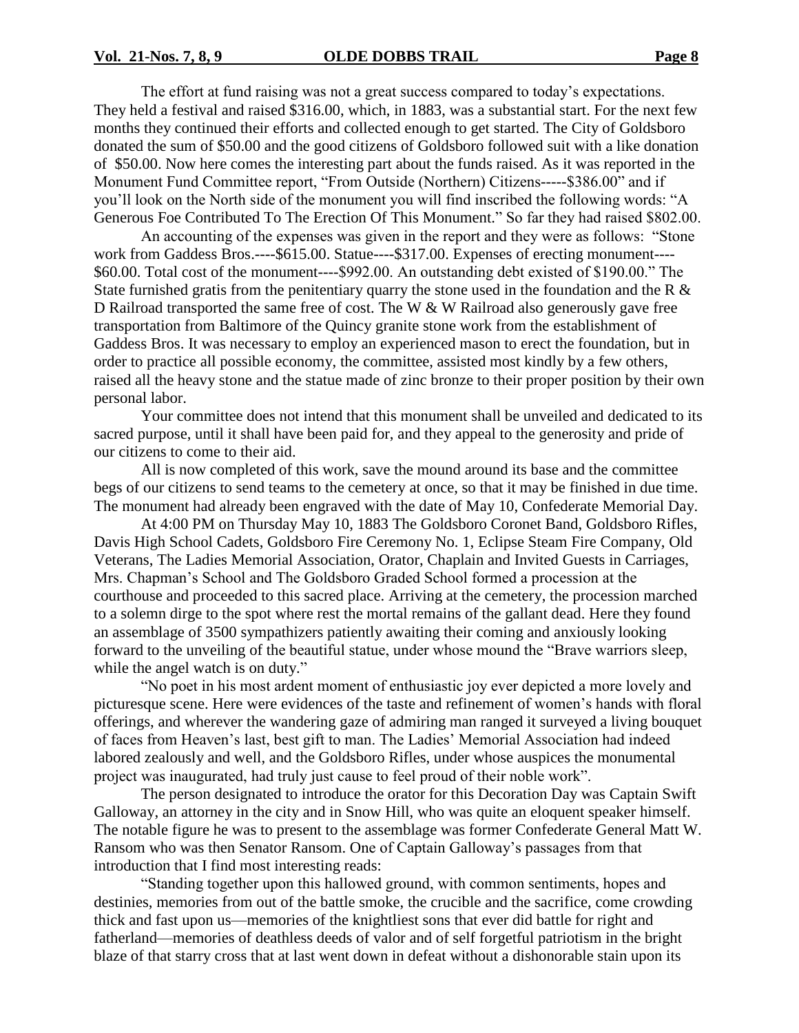The effort at fund raising was not a great success compared to today's expectations. They held a festival and raised $316.00, which, in 1883, was a substantial start. For the next few months they continued their efforts and collected enough to get started. The City of Goldsboro donated the sum of $50.00 and the good citizens of Goldsboro followed suit with a like donation of $50.00. Now here comes the interesting part about the funds raised. As it was reported in the Monument Fund Committee report, "From Outside (Northern) Citizens-----$386.00" and if you'll look on the North side of the monument you will find inscribed the following words: "A Generous Foe Contributed To The Erection Of This Monument." So far they had raised $802.00.

An accounting of the expenses was given in the report and they were as follows: "Stone work from Gaddess Bros.----$615.00. Statue----$317.00. Expenses of erecting monument----$60.00. Total cost of the monument----$992.00. An outstanding debt existed of $190.00." The State furnished gratis from the penitentiary quarry the stone used in the foundation and the R & D Railroad transported the same free of cost. The W & W Railroad also generously gave free transportation from Baltimore of the Quincy granite stone work from the establishment of Gaddess Bros. It was necessary to employ an experienced mason to erect the foundation, but in order to practice all possible economy, the committee, assisted most kindly by a few others, raised all the heavy stone and the statue made of zinc bronze to their proper position by their own personal labor.

Your committee does not intend that this monument shall be unveiled and dedicated to its sacred purpose, until it shall have been paid for, and they appeal to the generosity and pride of our citizens to come to their aid.

All is now completed of this work, save the mound around its base and the committee begs of our citizens to send teams to the cemetery at once, so that it may be finished in due time. The monument had already been engraved with the date of May 10, Confederate Memorial Day.

At 4:00 PM on Thursday May 10, 1883 The Goldsboro Coronet Band, Goldsboro Rifles, Davis High School Cadets, Goldsboro Fire Ceremony No. 1, Eclipse Steam Fire Company, Old Veterans, The Ladies Memorial Association, Orator, Chaplain and Invited Guests in Carriages, Mrs. Chapman's School and The Goldsboro Graded School formed a procession at the courthouse and proceeded to this sacred place. Arriving at the cemetery, the procession marched to a solemn dirge to the spot where rest the mortal remains of the gallant dead. Here they found an assemblage of 3500 sympathizers patiently awaiting their coming and anxiously looking forward to the unveiling of the beautiful statue, under whose mound the "Brave warriors sleep, while the angel watch is on duty."

"No poet in his most ardent moment of enthusiastic joy ever depicted a more lovely and picturesque scene. Here were evidences of the taste and refinement of women's hands with floral offerings, and wherever the wandering gaze of admiring man ranged it surveyed a living bouquet of faces from Heaven's last, best gift to man. The Ladies' Memorial Association had indeed labored zealously and well, and the Goldsboro Rifles, under whose auspices the monumental project was inaugurated, had truly just cause to feel proud of their noble work".

The person designated to introduce the orator for this Decoration Day was Captain Swift Galloway, an attorney in the city and in Snow Hill, who was quite an eloquent speaker himself. The notable figure he was to present to the assemblage was former Confederate General Matt W. Ransom who was then Senator Ransom. One of Captain Galloway's passages from that introduction that I find most interesting reads:

"Standing together upon this hallowed ground, with common sentiments, hopes and destinies, memories from out of the battle smoke, the crucible and the sacrifice, come crowding thick and fast upon us—memories of the knightliest sons that ever did battle for right and fatherland—memories of deathless deeds of valor and of self forgetful patriotism in the bright blaze of that starry cross that at last went down in defeat without a dishonorable stain upon its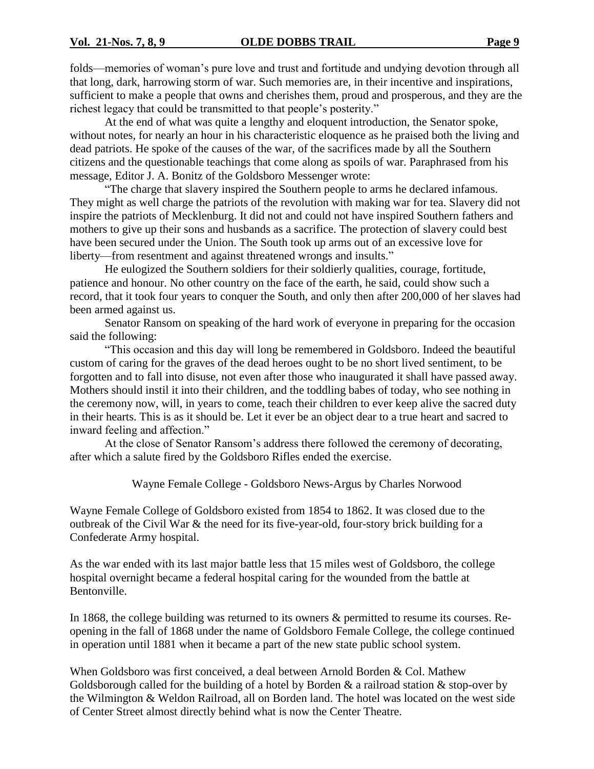folds—memories of woman's pure love and trust and fortitude and undying devotion through all that long, dark, harrowing storm of war. Such memories are, in their incentive and inspirations, sufficient to make a people that owns and cherishes them, proud and prosperous, and they are the richest legacy that could be transmitted to that people's posterity."

At the end of what was quite a lengthy and eloquent introduction, the Senator spoke, without notes, for nearly an hour in his characteristic eloquence as he praised both the living and dead patriots. He spoke of the causes of the war, of the sacrifices made by all the Southern citizens and the questionable teachings that come along as spoils of war. Paraphrased from his message, Editor J. A. Bonitz of the Goldsboro Messenger wrote:

"The charge that slavery inspired the Southern people to arms he declared infamous. They might as well charge the patriots of the revolution with making war for tea. Slavery did not inspire the patriots of Mecklenburg. It did not and could not have inspired Southern fathers and mothers to give up their sons and husbands as a sacrifice. The protection of slavery could best have been secured under the Union. The South took up arms out of an excessive love for liberty—from resentment and against threatened wrongs and insults."

He eulogized the Southern soldiers for their soldierly qualities, courage, fortitude, patience and honour. No other country on the face of the earth, he said, could show such a record, that it took four years to conquer the South, and only then after 200,000 of her slaves had been armed against us.

Senator Ransom on speaking of the hard work of everyone in preparing for the occasion said the following:

"This occasion and this day will long be remembered in Goldsboro. Indeed the beautiful custom of caring for the graves of the dead heroes ought to be no short lived sentiment, to be forgotten and to fall into disuse, not even after those who inaugurated it shall have passed away. Mothers should instil it into their children, and the toddling babes of today, who see nothing in the ceremony now, will, in years to come, teach their children to ever keep alive the sacred duty in their hearts. This is as it should be. Let it ever be an object dear to a true heart and sacred to inward feeling and affection."

At the close of Senator Ransom's address there followed the ceremony of decorating, after which a salute fired by the Goldsboro Rifles ended the exercise.

Wayne Female College - Goldsboro News-Argus by Charles Norwood

Wayne Female College of Goldsboro existed from 1854 to 1862. It was closed due to the outbreak of the Civil War & the need for its five-year-old, four-story brick building for a Confederate Army hospital.

As the war ended with its last major battle less that 15 miles west of Goldsboro, the college hospital overnight became a federal hospital caring for the wounded from the battle at Bentonville.

In 1868, the college building was returned to its owners & permitted to resume its courses. Re-opening in the fall of 1868 under the name of Goldsboro Female College, the college continued in operation until 1881 when it became a part of the new state public school system.

When Goldsboro was first conceived, a deal between Arnold Borden & Col. Mathew Goldsborough called for the building of a hotel by Borden & a railroad station & stop-over by the Wilmington & Weldon Railroad, all on Borden land. The hotel was located on the west side of Center Street almost directly behind what is now the Center Theatre.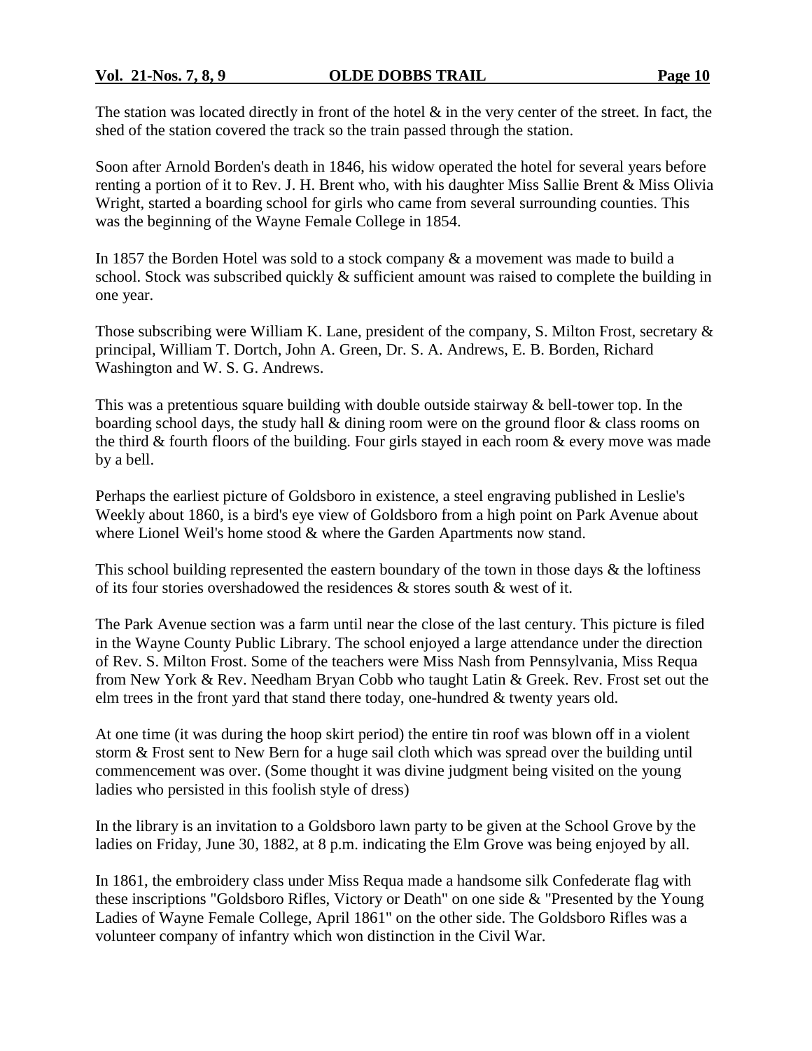The station was located directly in front of the hotel & in the very center of the street. In fact, the shed of the station covered the track so the train passed through the station.

Soon after Arnold Borden's death in 1846, his widow operated the hotel for several years before renting a portion of it to Rev. J. H. Brent who, with his daughter Miss Sallie Brent & Miss Olivia Wright, started a boarding school for girls who came from several surrounding counties. This was the beginning of the Wayne Female College in 1854.

In 1857 the Borden Hotel was sold to a stock company & a movement was made to build a school. Stock was subscribed quickly & sufficient amount was raised to complete the building in one year.

Those subscribing were William K. Lane, president of the company, S. Milton Frost, secretary & principal, William T. Dortch, John A. Green, Dr. S. A. Andrews, E. B. Borden, Richard Washington and W. S. G. Andrews.

This was a pretentious square building with double outside stairway & bell-tower top. In the boarding school days, the study hall & dining room were on the ground floor & class rooms on the third & fourth floors of the building. Four girls stayed in each room & every move was made by a bell.

Perhaps the earliest picture of Goldsboro in existence, a steel engraving published in Leslie's Weekly about 1860, is a bird's eye view of Goldsboro from a high point on Park Avenue about where Lionel Weil's home stood & where the Garden Apartments now stand.

This school building represented the eastern boundary of the town in those days & the loftiness of its four stories overshadowed the residences & stores south & west of it.

The Park Avenue section was a farm until near the close of the last century. This picture is filed in the Wayne County Public Library. The school enjoyed a large attendance under the direction of Rev. S. Milton Frost. Some of the teachers were Miss Nash from Pennsylvania, Miss Requa from New York & Rev. Needham Bryan Cobb who taught Latin & Greek. Rev. Frost set out the elm trees in the front yard that stand there today, one-hundred & twenty years old.

At one time (it was during the hoop skirt period) the entire tin roof was blown off in a violent storm & Frost sent to New Bern for a huge sail cloth which was spread over the building until commencement was over. (Some thought it was divine judgment being visited on the young ladies who persisted in this foolish style of dress)

In the library is an invitation to a Goldsboro lawn party to be given at the School Grove by the ladies on Friday, June 30, 1882, at 8 p.m. indicating the Elm Grove was being enjoyed by all.

In 1861, the embroidery class under Miss Requa made a handsome silk Confederate flag with these inscriptions "Goldsboro Rifles, Victory or Death" on one side & "Presented by the Young Ladies of Wayne Female College, April 1861" on the other side. The Goldsboro Rifles was a volunteer company of infantry which won distinction in the Civil War.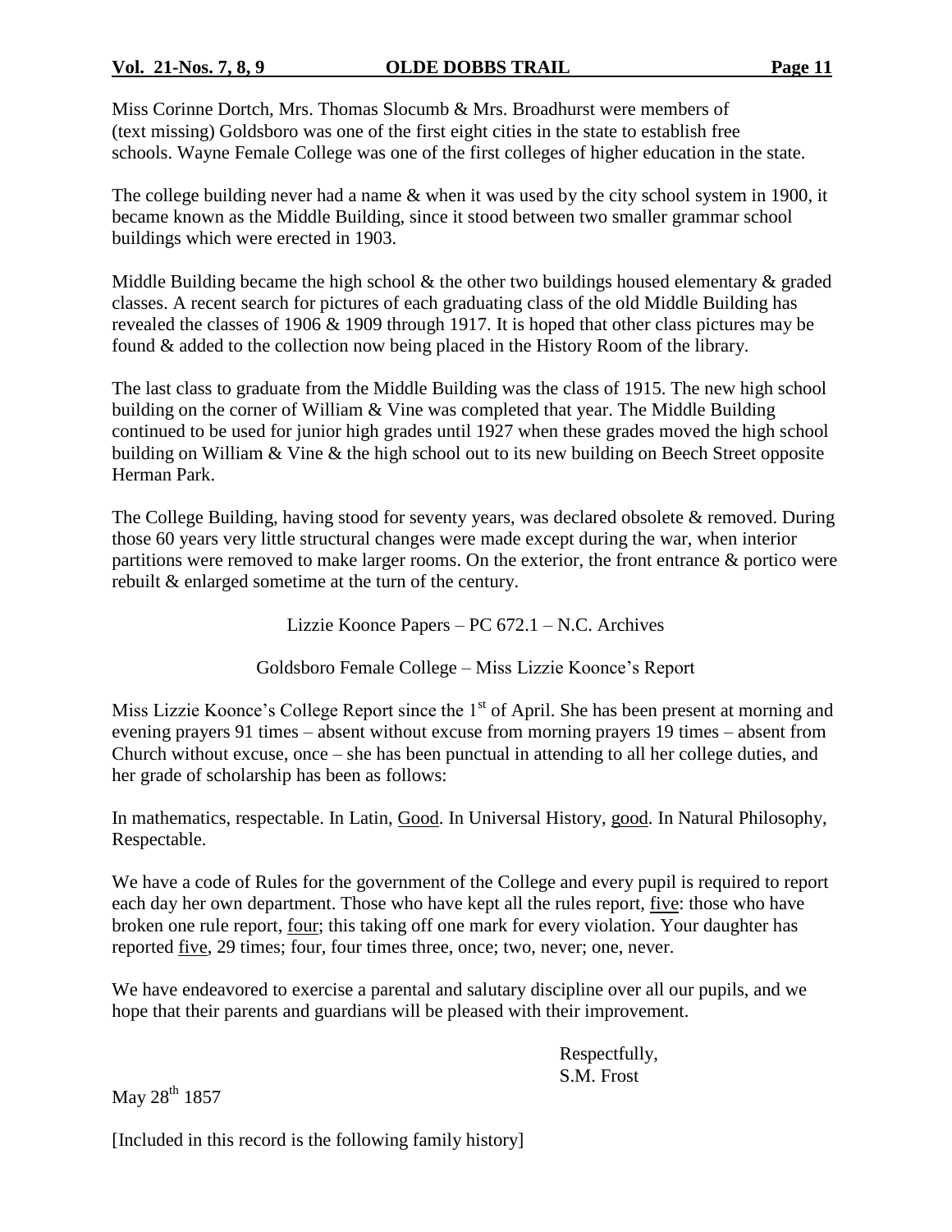Miss Corinne Dortch, Mrs. Thomas Slocumb & Mrs. Broadhurst were members of (text missing) Goldsboro was one of the first eight cities in the state to establish free schools. Wayne Female College was one of the first colleges of higher education in the state.

The college building never had a name & when it was used by the city school system in 1900, it became known as the Middle Building, since it stood between two smaller grammar school buildings which were erected in 1903.

Middle Building became the high school & the other two buildings housed elementary & graded classes. A recent search for pictures of each graduating class of the old Middle Building has revealed the classes of 1906 & 1909 through 1917. It is hoped that other class pictures may be found & added to the collection now being placed in the History Room of the library.

The last class to graduate from the Middle Building was the class of 1915. The new high school building on the corner of William & Vine was completed that year. The Middle Building continued to be used for junior high grades until 1927 when these grades moved the high school building on William & Vine & the high school out to its new building on Beech Street opposite Herman Park.

The College Building, having stood for seventy years, was declared obsolete & removed. During those 60 years very little structural changes were made except during the war, when interior partitions were removed to make larger rooms. On the exterior, the front entrance & portico were rebuilt & enlarged sometime at the turn of the century.

Lizzie Koonce Papers – PC 672.1 – N.C. Archives

Goldsboro Female College – Miss Lizzie Koonce's Report

Miss Lizzie Koonce's College Report since the 1st of April. She has been present at morning and evening prayers 91 times – absent without excuse from morning prayers 19 times – absent from Church without excuse, once – she has been punctual in attending to all her college duties, and her grade of scholarship has been as follows:

In mathematics, respectable. In Latin, <u>Good</u>. In Universal History, <u>good</u>. In Natural Philosophy, Respectable.

We have a code of Rules for the government of the College and every pupil is required to report each day her own department. Those who have kept all the rules report, <u>five</u>: those who have broken one rule report, <u>four</u>; this taking off one mark for every violation. Your daughter has reported <u>five</u>, 29 times; four, four times three, once; two, never; one, never.

We have endeavored to exercise a parental and salutary discipline over all our pupils, and we hope that their parents and guardians will be pleased with their improvement.

Respectfully,  
S.M. Frost

May 28th 1857

[Included in this record is the following family history]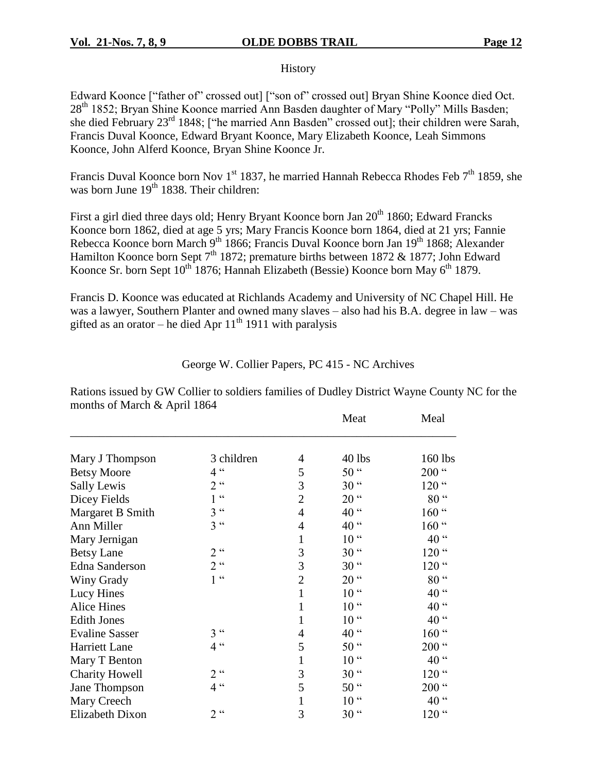History

Edward Koonce ["father of" crossed out] ["son of" crossed out] Bryan Shine Koonce died Oct. 28th 1852; Bryan Shine Koonce married Ann Basden daughter of Mary "Polly" Mills Basden; she died February 23rd 1848; ["he married Ann Basden" crossed out]; their children were Sarah, Francis Duval Koonce, Edward Bryant Koonce, Mary Elizabeth Koonce, Leah Simmons Koonce, John Alferd Koonce, Bryan Shine Koonce Jr.

Francis Duval Koonce born Nov 1st 1837, he married Hannah Rebecca Rhodes Feb 7th 1859, she was born June 19th 1838. Their children:

First a girl died three days old; Henry Bryant Koonce born Jan 20th 1860; Edward Francks Koonce born 1862, died at age 5 yrs; Mary Francis Koonce born 1864, died at 21 yrs; Fannie Rebecca Koonce born March 9th 1866; Francis Duval Koonce born Jan 19th 1868; Alexander Hamilton Koonce born Sept 7th 1872; premature births between 1872 & 1877; John Edward Koonce Sr. born Sept 10th 1876; Hannah Elizabeth (Bessie) Koonce born May 6th 1879.

Francis D. Koonce was educated at Richlands Academy and University of NC Chapel Hill. He was a lawyer, Southern Planter and owned many slaves – also had his B.A. degree in law – was gifted as an orator – he died Apr 11th 1911 with paralysis

George W. Collier Papers, PC 415 - NC Archives

Rations issued by GW Collier to soldiers families of Dudley District Wayne County NC for the months of March & April 1864

| | | | Meat | Meal |
|---|---|---|---|---|
| Mary J Thompson | 3 children | 4 | 40 lbs | 160 lbs |
| Betsy Moore | 4 " | 5 | 50 " | 200 " |
| Sally Lewis | 2 " | 3 | 30 " | 120 " |
| Dicey Fields | 1 " | 2 | 20 " | 80 " |
| Margaret B Smith | 3 " | 4 | 40 " | 160 " |
| Ann Miller | 3 " | 4 | 40 " | 160 " |
| Mary Jernigan | | 1 | 10 " | 40 " |
| Betsy Lane | 2 " | 3 | 30 " | 120 " |
| Edna Sanderson | 2 " | 3 | 30 " | 120 " |
| Winy Grady | 1 " | 2 | 20 " | 80 " |
| Lucy Hines | | 1 | 10 " | 40 " |
| Alice Hines | | 1 | 10 " | 40 " |
| Edith Jones | | 1 | 10 " | 40 " |
| Evaline Sasser | 3 " | 4 | 40 " | 160 " |
| Harriett Lane | 4 " | 5 | 50 " | 200 " |
| Mary T Benton | | 1 | 10 " | 40 " |
| Charity Howell | 2 " | 3 | 30 " | 120 " |
| Jane Thompson | 4 " | 5 | 50 " | 200 " |
| Mary Creech | | 1 | 10 " | 40 " |
| Elizabeth Dixon | 2 " | 3 | 30 " | 120 " |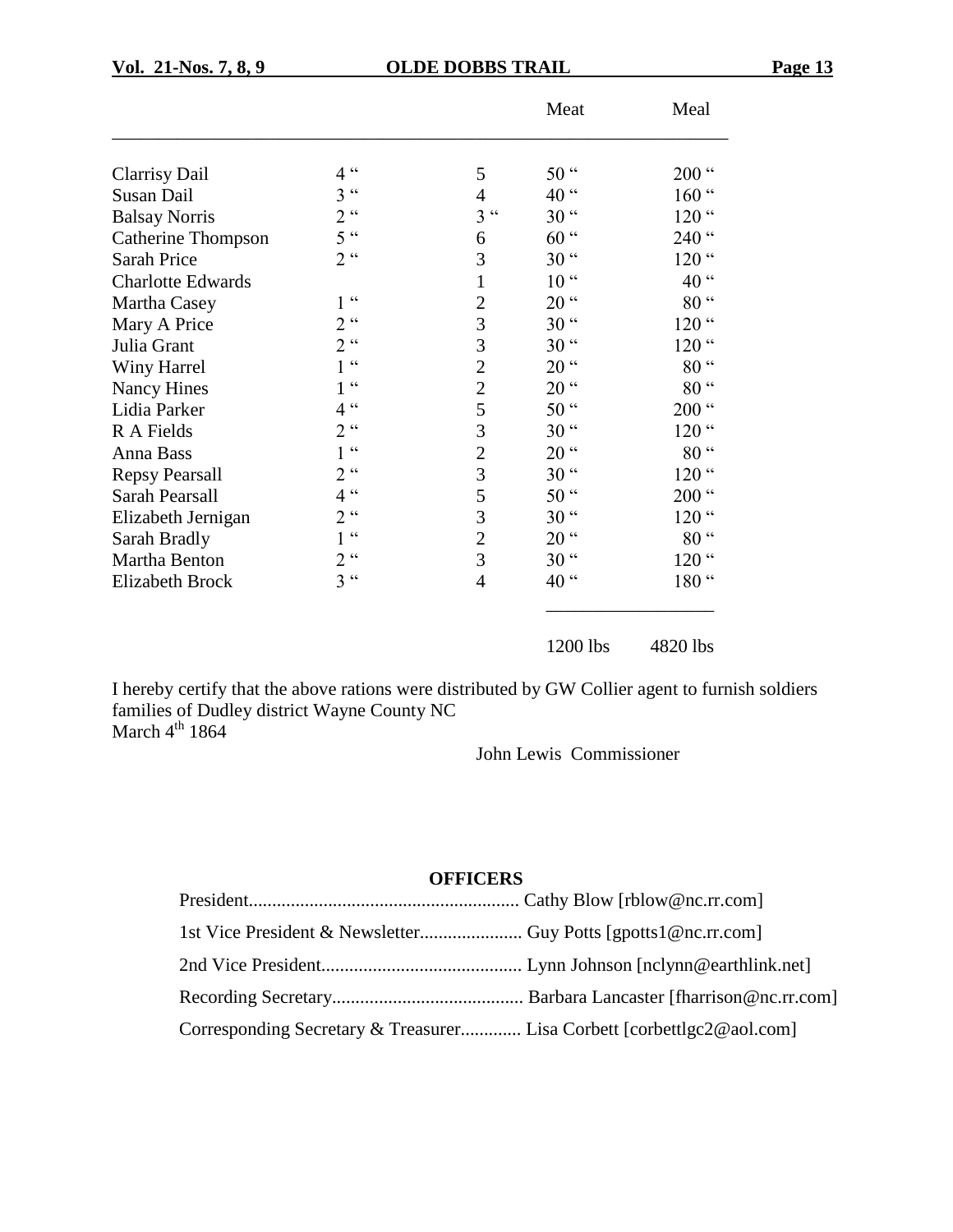| | | | Meat | Meal |
|---|---|---|---|---|
| Clarrisy Dail | 4 " | 5 | 50 " | 200 " |
| Susan Dail | 3 " | 4 | 40 " | 160 " |
| Balsay Norris | 2 " | 3 " | 30 " | 120 " |
| Catherine Thompson | 5 " | 6 | 60 " | 240 " |
| Sarah Price | 2 " | 3 | 30 " | 120 " |
| Charlotte Edwards | | 1 | 10 " | 40 " |
| Martha Casey | 1 " | 2 | 20 " | 80 " |
| Mary A Price | 2 " | 3 | 30 " | 120 " |
| Julia Grant | 2 " | 3 | 30 " | 120 " |
| Winy Harrel | 1 " | 2 | 20 " | 80 " |
| Nancy Hines | 1 " | 2 | 20 " | 80 " |
| Lidia Parker | 4 " | 5 | 50 " | 200 " |
| R A Fields | 2 " | 3 | 30 " | 120 " |
| Anna Bass | 1 " | 2 | 20 " | 80 " |
| Repsy Pearsall | 2 " | 3 | 30 " | 120 " |
| Sarah Pearsall | 4 " | 5 | 50 " | 200 " |
| Elizabeth Jernigan | 2 " | 3 | 30 " | 120 " |
| Sarah Bradly | 1 " | 2 | 20 " | 80 " |
| Martha Benton | 2 " | 3 | 30 " | 120 " |
| Elizabeth Brock | 3 " | 4 | 40 " | 180 " |
| | | | 1200 lbs | 4820 lbs |

I hereby certify that the above rations were distributed by GW Collier agent to furnish soldiers families of Dudley district Wayne County NC
March 4th 1864

John Lewis Commissioner

**OFFICERS**

President......................................................... Cathy Blow [rblow@nc.rr.com]

1st Vice President & Newsletter...................... Guy Potts [gpotts1@nc.rr.com]

2nd Vice President........................................... Lynn Johnson [nclynn@earthlink.net]

Recording Secretary......................................... Barbara Lancaster [fharrison@nc.rr.com]

Corresponding Secretary & Treasurer............. Lisa Corbett [corbettlgc2@aol.com]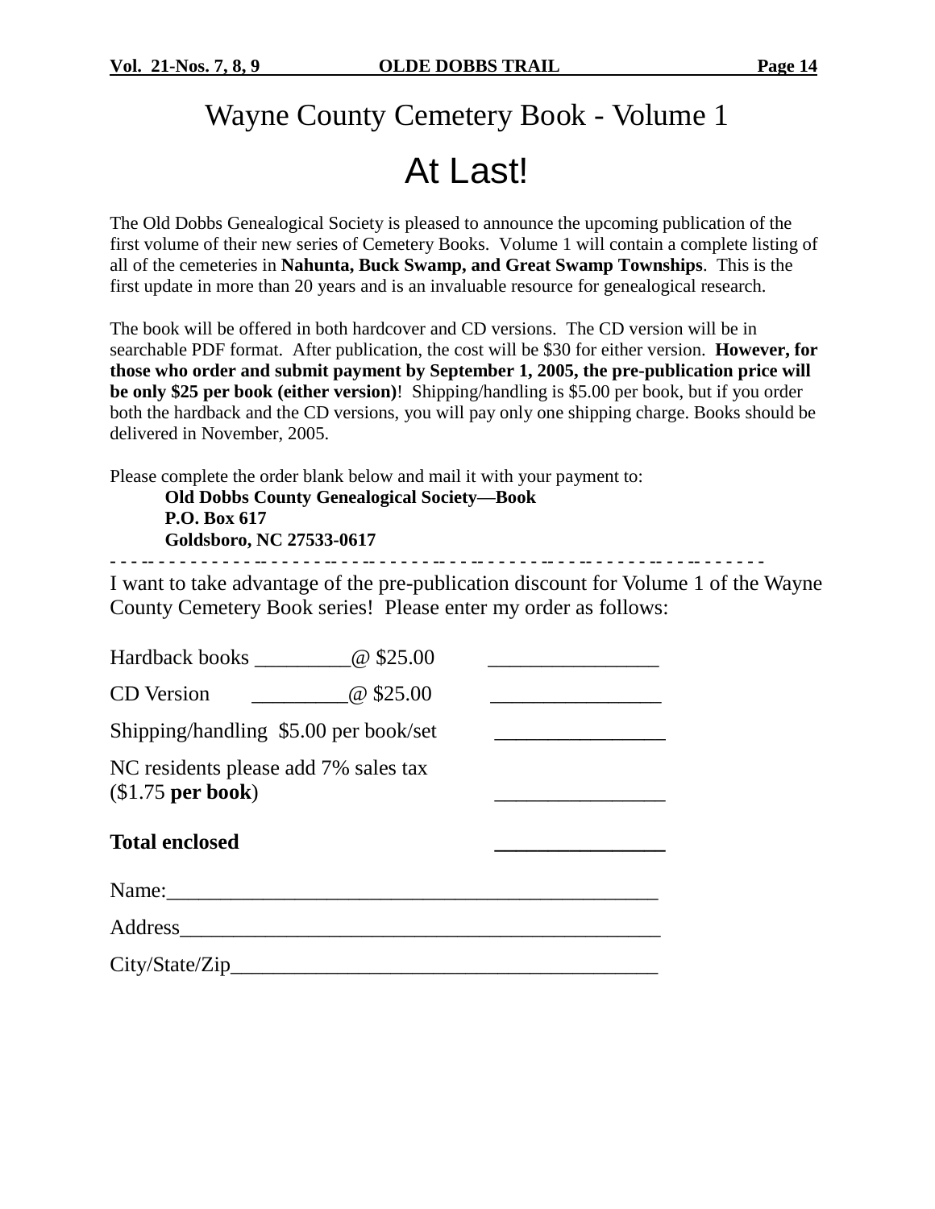# Wayne County Cemetery Book - Volume 1

## At Last!

The Old Dobbs Genealogical Society is pleased to announce the upcoming publication of the first volume of their new series of Cemetery Books. Volume 1 will contain a complete listing of all of the cemeteries in **Nahunta, Buck Swamp, and Great Swamp Townships**. This is the first update in more than 20 years and is an invaluable resource for genealogical research.

The book will be offered in both hardcover and CD versions. The CD version will be in searchable PDF format. After publication, the cost will be $30 for either version. **However, for those who order and submit payment by September 1, 2005, the pre-publication price will be only $25 per book (either version)**! Shipping/handling is $5.00 per book, but if you order both the hardback and the CD versions, you will pay only one shipping charge. Books should be delivered in November, 2005.

Please complete the order blank below and mail it with your payment to:

> **Old Dobbs County Genealogical Society—Book**
> **P.O. Box 617**
> **Goldsboro, NC 27533-0617**

- - - - - - - - - - - - - - - - - - - - - - - - - - - - - - - - - - - - - - - - - - - - - - - - - - - - - - - - - - - - - - - - - - -

I want to take advantage of the pre-publication discount for Volume 1 of the Wayne County Cemetery Book series! Please enter my order as follows:

Hardback books _________@ $25.00 ________________

CD Version _________@ $25.00 ________________

Shipping/handling $5.00 per book/set ________________

NC residents please add 7% sales tax
($1.75 **per book**) ________________

**Total enclosed** ________________

Name:_______________________________________________

Address______________________________________________

City/State/Zip_________________________________________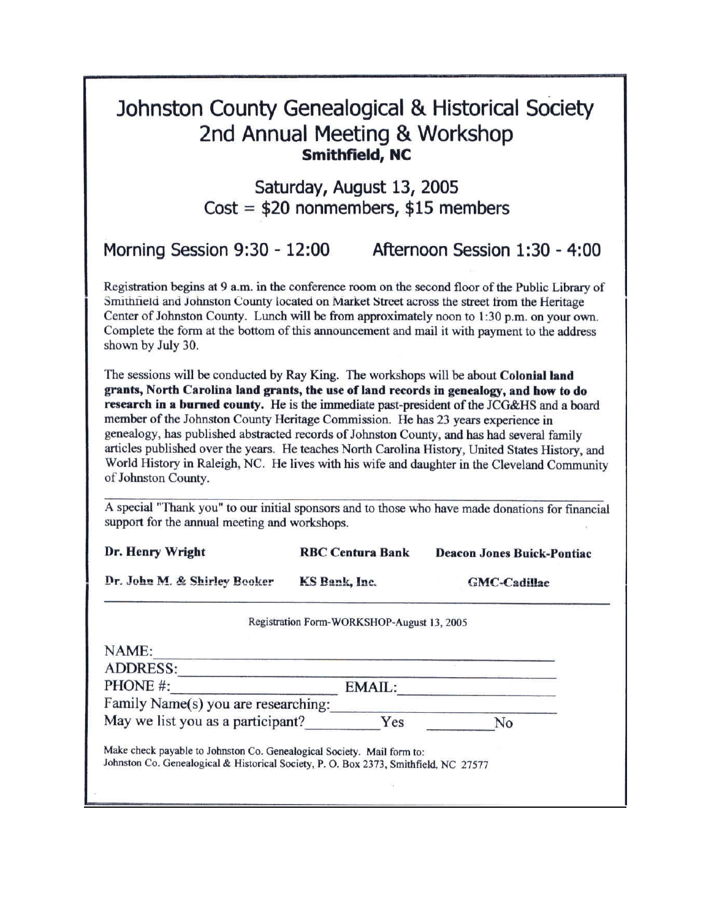# Johnston County Genealogical & Historical Society
## 2nd Annual Meeting & Workshop
### Smithfield, NC

## Saturday, August 13, 2005
## Cost = $20 nonmembers, $15 members

### Morning Session 9:30 - 12:00     Afternoon Session 1:30 - 4:00

Registration begins at 9 a.m. in the conference room on the second floor of the Public Library of Smithfield and Johnston County located on Market Street across the street from the Heritage Center of Johnston County. Lunch will be from approximately noon to 1:30 p.m. on your own. Complete the form at the bottom of this announcement and mail it with payment to the address shown by July 30.

The sessions will be conducted by Ray King. The workshops will be about **Colonial land grants, North Carolina land grants, the use of land records in genealogy, and how to do research in a burned county.** He is the immediate past-president of the JCG&HS and a board member of the Johnston County Heritage Commission. He has 23 years experience in genealogy, has published abstracted records of Johnston County, and has had several family articles published over the years. He teaches North Carolina History, United States History, and World History in Raleigh, NC. He lives with his wife and daughter in the Cleveland Community of Johnston County.

---

A special "Thank you" to our initial sponsors and to those who have made donations for financial support for the annual meeting and workshops.

| | | |
|---|---|---|
| **Dr. Henry Wright** | **RBC Centura Bank** | **Deacon Jones Buick-Pontiac** |
| **Dr. John M. & Shirley Booker** | **KS Bank, Inc.** | **GMC-Cadillac** |

---

Registration Form-WORKSHOP-August 13, 2005

NAME:_______________________________________________

ADDRESS:____________________________________________

PHONE #:____________________ EMAIL:__________________

Family Name(s) you are researching:_____________________

May we list you as a participant?________Yes ________No

Make check payable to Johnston Co. Genealogical Society. Mail form to:
Johnston Co. Genealogical & Historical Society, P. O. Box 2373, Smithfield, NC 27577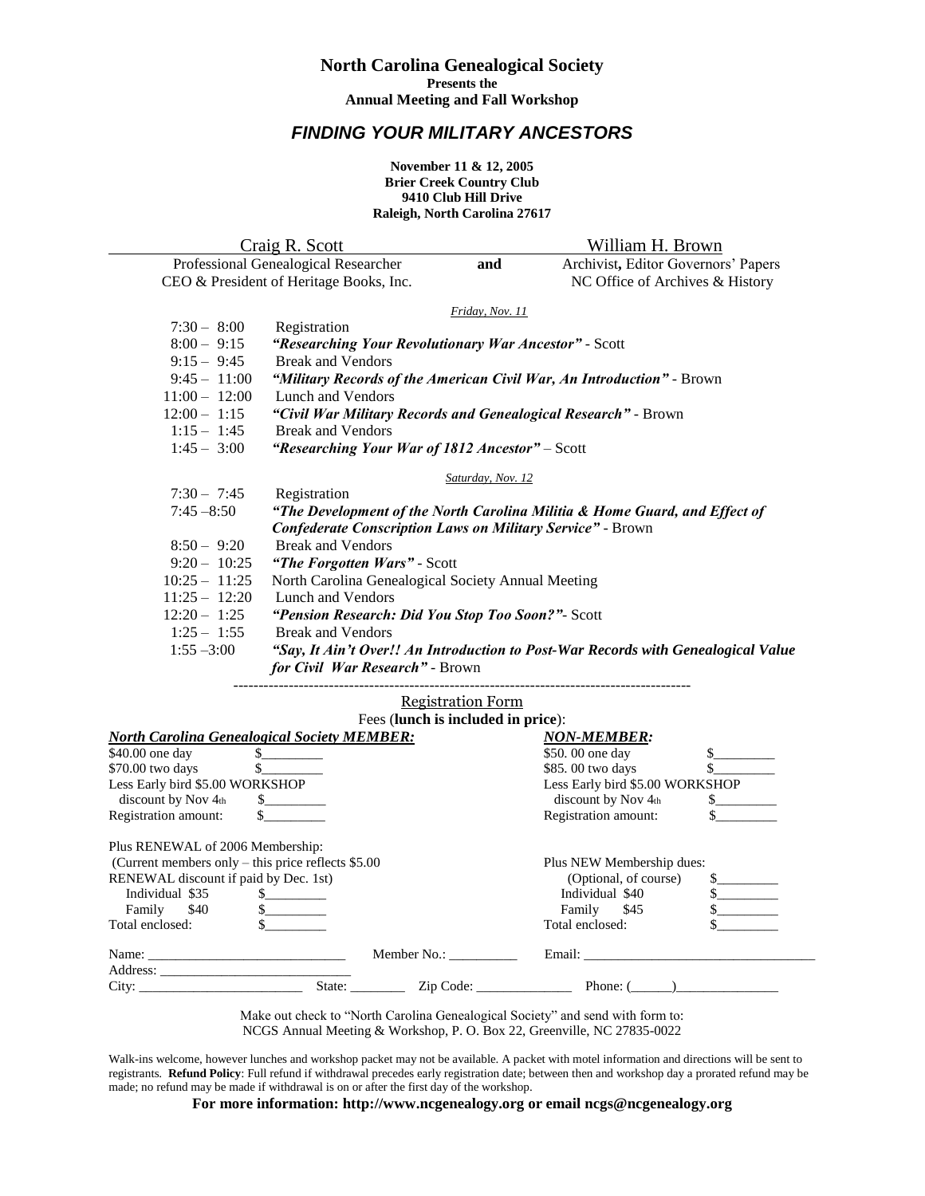**North Carolina Genealogical Society**
**Presents the**
**Annual Meeting and Fall Workshop**

# *FINDING YOUR MILITARY ANCESTORS*

**November 11 & 12, 2005**
**Brier Creek Country Club**
**9410 Club Hill Drive**
**Raleigh, North Carolina 27617**

| Craig R. Scott | | William H. Brown |
|---|---|---|
| Professional Genealogical Researcher<br>CEO & President of Heritage Books, Inc. | **and** | Archivist, Editor Governors' Papers<br>NC Office of Archives & History |

*Friday, Nov. 11*

| | |
|---|---|
| 7:30 – 8:00 | Registration |
| 8:00 – 9:15 | ***"Researching Your Revolutionary War Ancestor"*** - Scott |
| 9:15 – 9:45 | Break and Vendors |
| 9:45 – 11:00 | ***"Military Records of the American Civil War, An Introduction"*** - Brown |
| 11:00 – 12:00 | Lunch and Vendors |
| 12:00 – 1:15 | ***"Civil War Military Records and Genealogical Research"*** - Brown |
| 1:15 – 1:45 | Break and Vendors |
| 1:45 – 3:00 | ***"Researching Your War of 1812 Ancestor"*** – Scott |

*Saturday, Nov. 12*

| | |
|---|---|
| 7:30 – 7:45 | Registration |
| 7:45 –8:50 | ***"The Development of the North Carolina Militia & Home Guard, and Effect of Confederate Conscription Laws on Military Service"*** - Brown |
| 8:50 – 9:20 | Break and Vendors |
| 9:20 – 10:25 | ***"The Forgotten Wars"*** - Scott |
| 10:25 – 11:25 | North Carolina Genealogical Society Annual Meeting |
| 11:25 – 12:20 | Lunch and Vendors |
| 12:20 – 1:25 | ***"Pension Research: Did You Stop Too Soon?"***- Scott |
| 1:25 – 1:55 | Break and Vendors |
| 1:55 –3:00 | ***"Say, It Ain't Over!! An Introduction to Post-War Records with Genealogical Value for Civil War Research"*** - Brown |

---

## Registration Form

Fees (**lunch is included in price**):

| ***North Carolina Genealogical Society MEMBER:*** | | ***NON-MEMBER:*** | |
|---|---|---|---|
| $40.00 one day | $________ | $50. 00 one day | $________ |
| $70.00 two days | $________ | $85. 00 two days | $________ |
| Less Early bird $5.00 WORKSHOP discount by Nov 4th | $________ | Less Early bird $5.00 WORKSHOP discount by Nov 4th | $________ |
| Registration amount: | $________ | Registration amount: | $________ |
| Plus RENEWAL of 2006 Membership: (Current members only – this price reflects $5.00 RENEWAL discount if paid by Dec. 1st) | | Plus NEW Membership dues: (Optional, of course) | $________ |
| Individual $35 | $________ | Individual $40 | $________ |
| Family $40 | $________ | Family $45 | $________ |
| Total enclosed: | $________ | Total enclosed: | $________ |

Name: ____________________________ Member No.: __________ Email: __________________________________

Address: ____________________________

City: ________________________ State: ________ Zip Code: ______________ Phone: (______)_______________

Make out check to "North Carolina Genealogical Society" and send with form to:
NCGS Annual Meeting & Workshop, P. O. Box 22, Greenville, NC 27835-0022

Walk-ins welcome, however lunches and workshop packet may not be available. A packet with motel information and directions will be sent to registrants. **Refund Policy**: Full refund if withdrawal precedes early registration date; between then and workshop day a prorated refund may be made; no refund may be made if withdrawal is on or after the first day of the workshop.

**For more information: http://www.ncgenealogy.org or email ncgs@ncgenealogy.org**